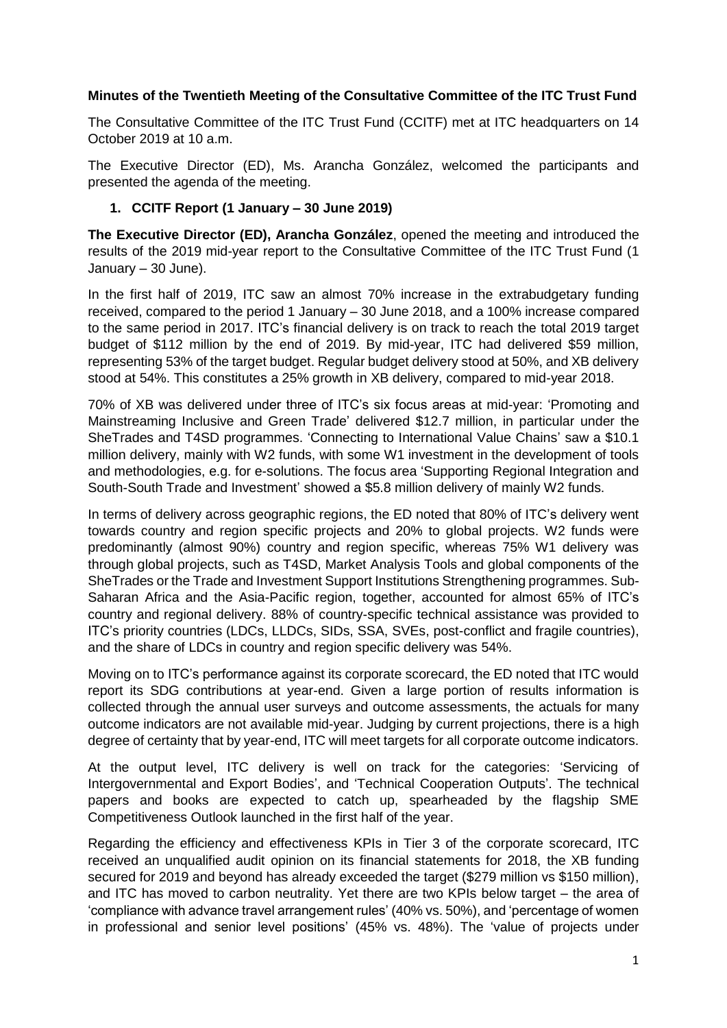**Minutes of the Twentieth Meeting of the Consultative Committee of the ITC Trust Fund**

The Consultative Committee of the ITC Trust Fund (CCITF) met at ITC headquarters on 14 October 2019 at 10 a.m.

The Executive Director (ED), Ms. Arancha González, welcomed the participants and presented the agenda of the meeting.

1. **CCITF Report (1 January – 30 June 2019)**

**The Executive Director (ED), Arancha González**, opened the meeting and introduced the results of the 2019 mid-year report to the Consultative Committee of the ITC Trust Fund (1 January – 30 June).

In the first half of 2019, ITC saw an almost 70% increase in the extrabudgetary funding received, compared to the period 1 January – 30 June 2018, and a 100% increase compared to the same period in 2017. ITC's financial delivery is on track to reach the total 2019 target budget of $112 million by the end of 2019. By mid-year, ITC had delivered $59 million, representing 53% of the target budget. Regular budget delivery stood at 50%, and XB delivery stood at 54%. This constitutes a 25% growth in XB delivery, compared to mid-year 2018.

70% of XB was delivered under three of ITC's six focus areas at mid-year: 'Promoting and Mainstreaming Inclusive and Green Trade' delivered $12.7 million, in particular under the SheTrades and T4SD programmes. 'Connecting to International Value Chains' saw a $10.1 million delivery, mainly with W2 funds, with some W1 investment in the development of tools and methodologies, e.g. for e-solutions. The focus area 'Supporting Regional Integration and South-South Trade and Investment' showed a $5.8 million delivery of mainly W2 funds.

In terms of delivery across geographic regions, the ED noted that 80% of ITC's delivery went towards country and region specific projects and 20% to global projects. W2 funds were predominantly (almost 90%) country and region specific, whereas 75% W1 delivery was through global projects, such as T4SD, Market Analysis Tools and global components of the SheTrades or the Trade and Investment Support Institutions Strengthening programmes. Sub-Saharan Africa and the Asia-Pacific region, together, accounted for almost 65% of ITC's country and regional delivery. 88% of country-specific technical assistance was provided to ITC's priority countries (LDCs, LLDCs, SIDs, SSA, SVEs, post-conflict and fragile countries), and the share of LDCs in country and region specific delivery was 54%.

Moving on to ITC's performance against its corporate scorecard, the ED noted that ITC would report its SDG contributions at year-end. Given a large portion of results information is collected through the annual user surveys and outcome assessments, the actuals for many outcome indicators are not available mid-year. Judging by current projections, there is a high degree of certainty that by year-end, ITC will meet targets for all corporate outcome indicators.

At the output level, ITC delivery is well on track for the categories: 'Servicing of Intergovernmental and Export Bodies', and 'Technical Cooperation Outputs'. The technical papers and books are expected to catch up, spearheaded by the flagship SME Competitiveness Outlook launched in the first half of the year.

Regarding the efficiency and effectiveness KPIs in Tier 3 of the corporate scorecard, ITC received an unqualified audit opinion on its financial statements for 2018, the XB funding secured for 2019 and beyond has already exceeded the target ($279 million vs $150 million), and ITC has moved to carbon neutrality. Yet there are two KPIs below target – the area of 'compliance with advance travel arrangement rules' (40% vs. 50%), and 'percentage of women in professional and senior level positions' (45% vs. 48%). The 'value of projects under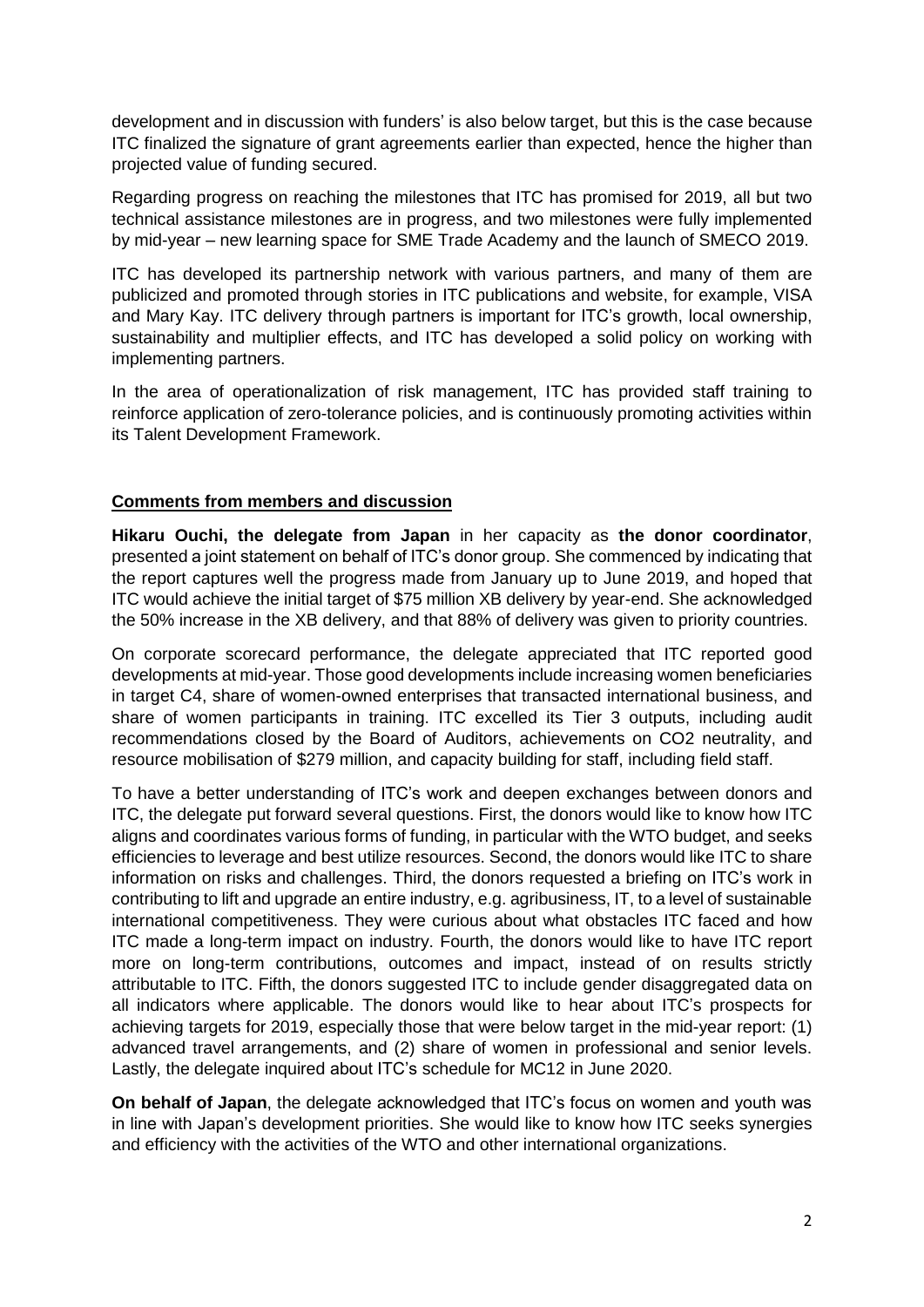development and in discussion with funders' is also below target, but this is the case because ITC finalized the signature of grant agreements earlier than expected, hence the higher than projected value of funding secured.

Regarding progress on reaching the milestones that ITC has promised for 2019, all but two technical assistance milestones are in progress, and two milestones were fully implemented by mid-year – new learning space for SME Trade Academy and the launch of SMECO 2019.

ITC has developed its partnership network with various partners, and many of them are publicized and promoted through stories in ITC publications and website, for example, VISA and Mary Kay. ITC delivery through partners is important for ITC's growth, local ownership, sustainability and multiplier effects, and ITC has developed a solid policy on working with implementing partners.

In the area of operationalization of risk management, ITC has provided staff training to reinforce application of zero-tolerance policies, and is continuously promoting activities within its Talent Development Framework.

## Comments from members and discussion

**Hikaru Ouchi, the delegate from Japan** in her capacity as **the donor coordinator**, presented a joint statement on behalf of ITC's donor group. She commenced by indicating that the report captures well the progress made from January up to June 2019, and hoped that ITC would achieve the initial target of $75 million XB delivery by year-end. She acknowledged the 50% increase in the XB delivery, and that 88% of delivery was given to priority countries.

On corporate scorecard performance, the delegate appreciated that ITC reported good developments at mid-year. Those good developments include increasing women beneficiaries in target C4, share of women-owned enterprises that transacted international business, and share of women participants in training. ITC excelled its Tier 3 outputs, including audit recommendations closed by the Board of Auditors, achievements on CO2 neutrality, and resource mobilisation of $279 million, and capacity building for staff, including field staff.

To have a better understanding of ITC's work and deepen exchanges between donors and ITC, the delegate put forward several questions. First, the donors would like to know how ITC aligns and coordinates various forms of funding, in particular with the WTO budget, and seeks efficiencies to leverage and best utilize resources. Second, the donors would like ITC to share information on risks and challenges. Third, the donors requested a briefing on ITC's work in contributing to lift and upgrade an entire industry, e.g. agribusiness, IT, to a level of sustainable international competitiveness. They were curious about what obstacles ITC faced and how ITC made a long-term impact on industry. Fourth, the donors would like to have ITC report more on long-term contributions, outcomes and impact, instead of on results strictly attributable to ITC. Fifth, the donors suggested ITC to include gender disaggregated data on all indicators where applicable. The donors would like to hear about ITC's prospects for achieving targets for 2019, especially those that were below target in the mid-year report: (1) advanced travel arrangements, and (2) share of women in professional and senior levels. Lastly, the delegate inquired about ITC's schedule for MC12 in June 2020.

**On behalf of Japan**, the delegate acknowledged that ITC's focus on women and youth was in line with Japan's development priorities. She would like to know how ITC seeks synergies and efficiency with the activities of the WTO and other international organizations.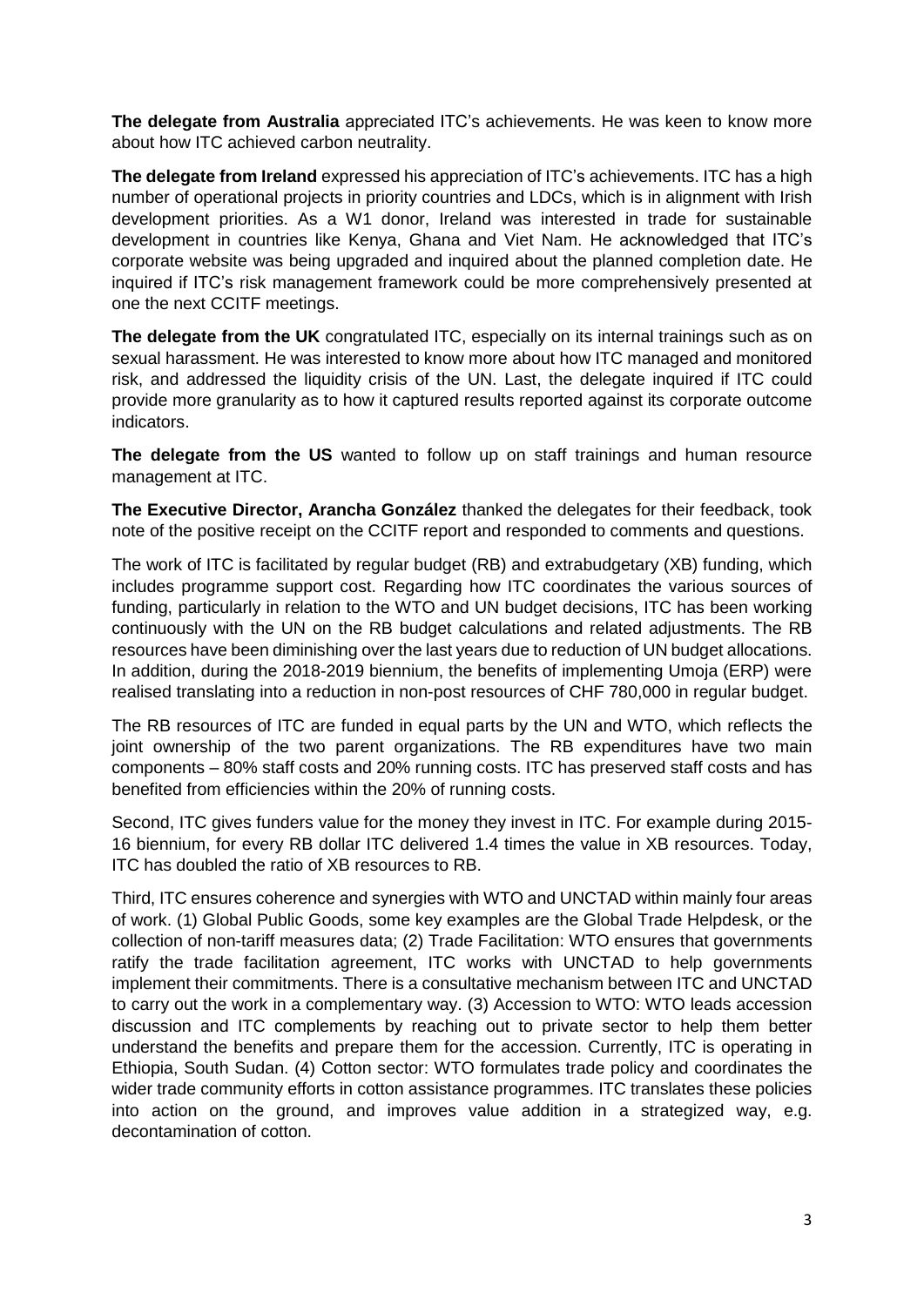**The delegate from Australia** appreciated ITC's achievements. He was keen to know more about how ITC achieved carbon neutrality.

**The delegate from Ireland** expressed his appreciation of ITC's achievements. ITC has a high number of operational projects in priority countries and LDCs, which is in alignment with Irish development priorities. As a W1 donor, Ireland was interested in trade for sustainable development in countries like Kenya, Ghana and Viet Nam. He acknowledged that ITC's corporate website was being upgraded and inquired about the planned completion date. He inquired if ITC's risk management framework could be more comprehensively presented at one the next CCITF meetings.

**The delegate from the UK** congratulated ITC, especially on its internal trainings such as on sexual harassment. He was interested to know more about how ITC managed and monitored risk, and addressed the liquidity crisis of the UN. Last, the delegate inquired if ITC could provide more granularity as to how it captured results reported against its corporate outcome indicators.

**The delegate from the US** wanted to follow up on staff trainings and human resource management at ITC.

**The Executive Director, Arancha González** thanked the delegates for their feedback, took note of the positive receipt on the CCITF report and responded to comments and questions.

The work of ITC is facilitated by regular budget (RB) and extrabudgetary (XB) funding, which includes programme support cost. Regarding how ITC coordinates the various sources of funding, particularly in relation to the WTO and UN budget decisions, ITC has been working continuously with the UN on the RB budget calculations and related adjustments. The RB resources have been diminishing over the last years due to reduction of UN budget allocations. In addition, during the 2018-2019 biennium, the benefits of implementing Umoja (ERP) were realised translating into a reduction in non-post resources of CHF 780,000 in regular budget.

The RB resources of ITC are funded in equal parts by the UN and WTO, which reflects the joint ownership of the two parent organizations. The RB expenditures have two main components – 80% staff costs and 20% running costs. ITC has preserved staff costs and has benefited from efficiencies within the 20% of running costs.

Second, ITC gives funders value for the money they invest in ITC. For example during 2015-16 biennium, for every RB dollar ITC delivered 1.4 times the value in XB resources. Today, ITC has doubled the ratio of XB resources to RB.

Third, ITC ensures coherence and synergies with WTO and UNCTAD within mainly four areas of work. (1) Global Public Goods, some key examples are the Global Trade Helpdesk, or the collection of non-tariff measures data; (2) Trade Facilitation: WTO ensures that governments ratify the trade facilitation agreement, ITC works with UNCTAD to help governments implement their commitments. There is a consultative mechanism between ITC and UNCTAD to carry out the work in a complementary way. (3) Accession to WTO: WTO leads accession discussion and ITC complements by reaching out to private sector to help them better understand the benefits and prepare them for the accession. Currently, ITC is operating in Ethiopia, South Sudan. (4) Cotton sector: WTO formulates trade policy and coordinates the wider trade community efforts in cotton assistance programmes. ITC translates these policies into action on the ground, and improves value addition in a strategized way, e.g. decontamination of cotton.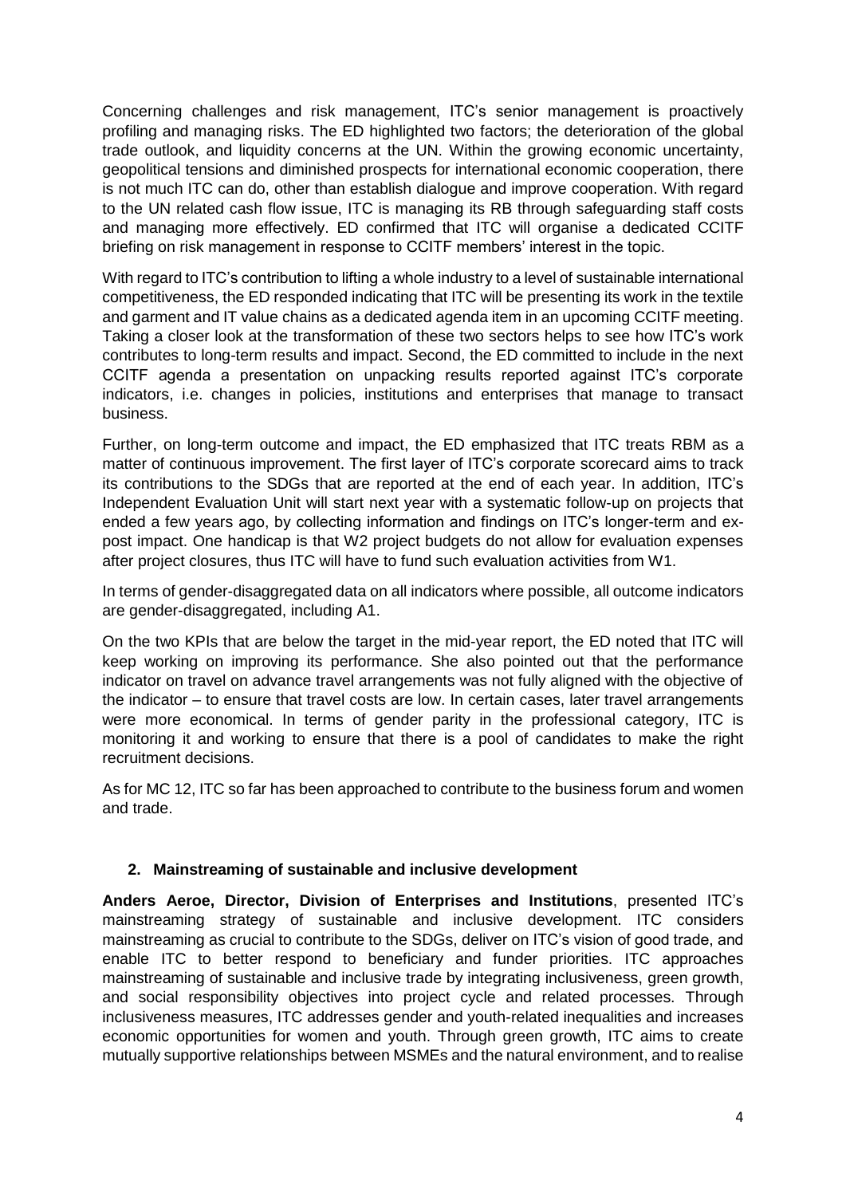Concerning challenges and risk management, ITC's senior management is proactively profiling and managing risks. The ED highlighted two factors; the deterioration of the global trade outlook, and liquidity concerns at the UN. Within the growing economic uncertainty, geopolitical tensions and diminished prospects for international economic cooperation, there is not much ITC can do, other than establish dialogue and improve cooperation. With regard to the UN related cash flow issue, ITC is managing its RB through safeguarding staff costs and managing more effectively. ED confirmed that ITC will organise a dedicated CCITF briefing on risk management in response to CCITF members' interest in the topic.

With regard to ITC's contribution to lifting a whole industry to a level of sustainable international competitiveness, the ED responded indicating that ITC will be presenting its work in the textile and garment and IT value chains as a dedicated agenda item in an upcoming CCITF meeting. Taking a closer look at the transformation of these two sectors helps to see how ITC's work contributes to long-term results and impact. Second, the ED committed to include in the next CCITF agenda a presentation on unpacking results reported against ITC's corporate indicators, i.e. changes in policies, institutions and enterprises that manage to transact business.

Further, on long-term outcome and impact, the ED emphasized that ITC treats RBM as a matter of continuous improvement. The first layer of ITC's corporate scorecard aims to track its contributions to the SDGs that are reported at the end of each year. In addition, ITC's Independent Evaluation Unit will start next year with a systematic follow-up on projects that ended a few years ago, by collecting information and findings on ITC's longer-term and ex-post impact. One handicap is that W2 project budgets do not allow for evaluation expenses after project closures, thus ITC will have to fund such evaluation activities from W1.

In terms of gender-disaggregated data on all indicators where possible, all outcome indicators are gender-disaggregated, including A1.

On the two KPIs that are below the target in the mid-year report, the ED noted that ITC will keep working on improving its performance. She also pointed out that the performance indicator on travel on advance travel arrangements was not fully aligned with the objective of the indicator – to ensure that travel costs are low. In certain cases, later travel arrangements were more economical. In terms of gender parity in the professional category, ITC is monitoring it and working to ensure that there is a pool of candidates to make the right recruitment decisions.

As for MC 12, ITC so far has been approached to contribute to the business forum and women and trade.

## 2. Mainstreaming of sustainable and inclusive development

**Anders Aeroe, Director, Division of Enterprises and Institutions**, presented ITC's mainstreaming strategy of sustainable and inclusive development. ITC considers mainstreaming as crucial to contribute to the SDGs, deliver on ITC's vision of good trade, and enable ITC to better respond to beneficiary and funder priorities. ITC approaches mainstreaming of sustainable and inclusive trade by integrating inclusiveness, green growth, and social responsibility objectives into project cycle and related processes. Through inclusiveness measures, ITC addresses gender and youth-related inequalities and increases economic opportunities for women and youth. Through green growth, ITC aims to create mutually supportive relationships between MSMEs and the natural environment, and to realise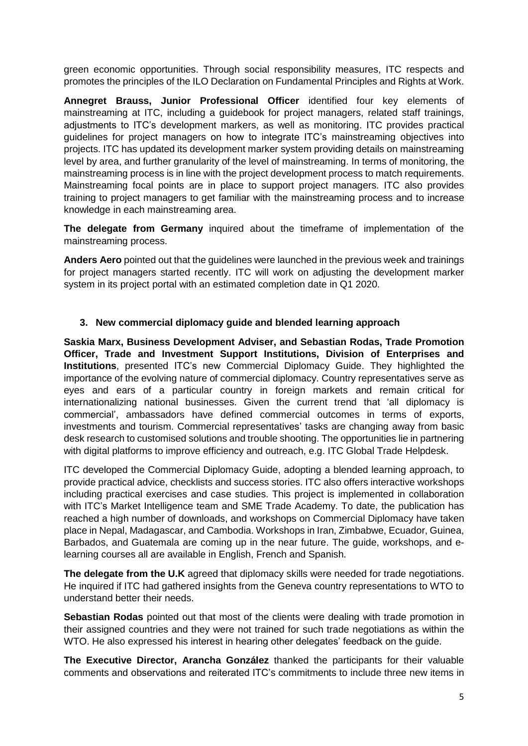green economic opportunities. Through social responsibility measures, ITC respects and promotes the principles of the ILO Declaration on Fundamental Principles and Rights at Work.

**Annegret Brauss, Junior Professional Officer** identified four key elements of mainstreaming at ITC, including a guidebook for project managers, related staff trainings, adjustments to ITC's development markers, as well as monitoring. ITC provides practical guidelines for project managers on how to integrate ITC's mainstreaming objectives into projects. ITC has updated its development marker system providing details on mainstreaming level by area, and further granularity of the level of mainstreaming. In terms of monitoring, the mainstreaming process is in line with the project development process to match requirements. Mainstreaming focal points are in place to support project managers. ITC also provides training to project managers to get familiar with the mainstreaming process and to increase knowledge in each mainstreaming area.

**The delegate from Germany** inquired about the timeframe of implementation of the mainstreaming process.

**Anders Aero** pointed out that the guidelines were launched in the previous week and trainings for project managers started recently. ITC will work on adjusting the development marker system in its project portal with an estimated completion date in Q1 2020.

## 3. New commercial diplomacy guide and blended learning approach

**Saskia Marx, Business Development Adviser, and Sebastian Rodas, Trade Promotion Officer, Trade and Investment Support Institutions, Division of Enterprises and Institutions**, presented ITC's new Commercial Diplomacy Guide. They highlighted the importance of the evolving nature of commercial diplomacy. Country representatives serve as eyes and ears of a particular country in foreign markets and remain critical for internationalizing national businesses. Given the current trend that 'all diplomacy is commercial', ambassadors have defined commercial outcomes in terms of exports, investments and tourism. Commercial representatives' tasks are changing away from basic desk research to customised solutions and trouble shooting. The opportunities lie in partnering with digital platforms to improve efficiency and outreach, e.g. ITC Global Trade Helpdesk.

ITC developed the Commercial Diplomacy Guide, adopting a blended learning approach, to provide practical advice, checklists and success stories. ITC also offers interactive workshops including practical exercises and case studies. This project is implemented in collaboration with ITC's Market Intelligence team and SME Trade Academy. To date, the publication has reached a high number of downloads, and workshops on Commercial Diplomacy have taken place in Nepal, Madagascar, and Cambodia. Workshops in Iran, Zimbabwe, Ecuador, Guinea, Barbados, and Guatemala are coming up in the near future. The guide, workshops, and e-learning courses all are available in English, French and Spanish.

**The delegate from the U.K** agreed that diplomacy skills were needed for trade negotiations. He inquired if ITC had gathered insights from the Geneva country representations to WTO to understand better their needs.

**Sebastian Rodas** pointed out that most of the clients were dealing with trade promotion in their assigned countries and they were not trained for such trade negotiations as within the WTO. He also expressed his interest in hearing other delegates' feedback on the guide.

**The Executive Director, Arancha González** thanked the participants for their valuable comments and observations and reiterated ITC's commitments to include three new items in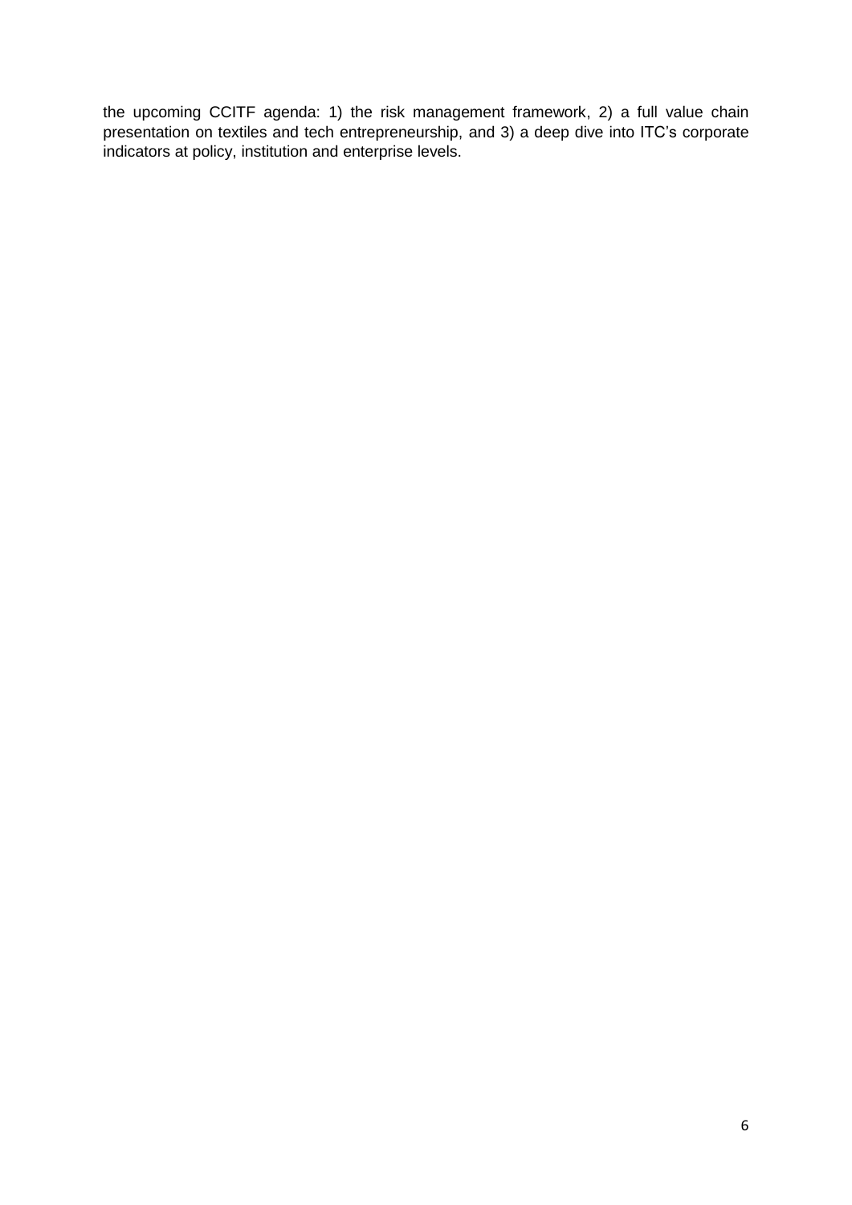the upcoming CCITF agenda: 1) the risk management framework, 2) a full value chain presentation on textiles and tech entrepreneurship, and 3) a deep dive into ITC's corporate indicators at policy, institution and enterprise levels.